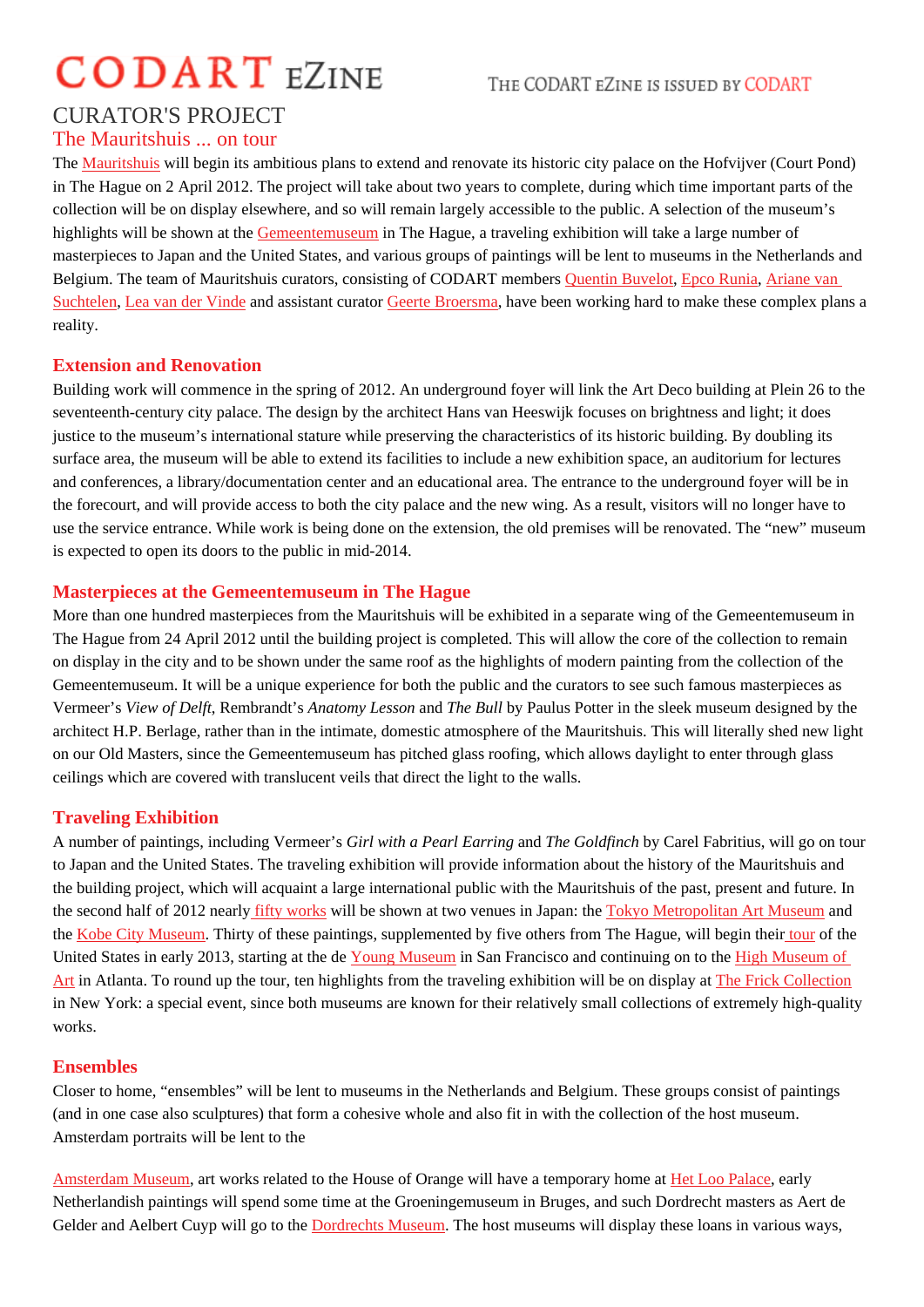# CODART eZINE

THE CODART eZINE IS ISSUED BY CODART

## CURATOR'S PROJECT

### The Mauritshuis ... on tour

The Mauritshuis will begin its ambitious plans to extend and renovate its historic city palace on the Hofvijver (Court Pond) in The Hague on 2 April 2012. The project will take about two years to complete, during which time important parts of the collection will be on display elsewhere, and so will remain largely accessible to the public. A selection of the museum's highlights will be shown at the Gemeentemuseum in The Hague, a traveling exhibition will take a large number of masterpieces to Japan and the United States, and various groups of paintings will be lent to museums in the Netherlands and Belgium. The team of Mauritshuis curators, consisting of CODART members Quentin Buvelot, Epco Runia, Ariane van Suchtelen, Lea van der Vinde and assistant curator Geerte Broersma, have been working hard to make these complex plans a reality.

### Extension and Renovation

Building work will commence in the spring of 2012. An underground foyer will link the Art Deco building at Plein 26 to the seventeenth-century city palace. The design by the architect Hans van Heeswijk focuses on brightness and light; it does justice to the museum's international stature while preserving the characteristics of its historic building. By doubling its surface area, the museum will be able to extend its facilities to include a new exhibition space, an auditorium for lectures and conferences, a library/documentation center and an educational area. The entrance to the underground foyer will be in the forecourt, and will provide access to both the city palace and the new wing. As a result, visitors will no longer have to use the service entrance. While work is being done on the extension, the old premises will be renovated. The "new" museum is expected to open its doors to the public in mid-2014.

### Masterpieces at the Gemeentemuseum in The Hague

More than one hundred masterpieces from the Mauritshuis will be exhibited in a separate wing of the Gemeentemuseum in The Hague from 24 April 2012 until the building project is completed. This will allow the core of the collection to remain on display in the city and to be shown under the same roof as the highlights of modern painting from the collection of the Gemeentemuseum. It will be a unique experience for both the public and the curators to see such famous masterpieces as Vermeer's *View of Delft*, Rembrandt's *Anatomy Lesson* and *The Bull* by Paulus Potter in the sleek museum designed by the architect H.P. Berlage, rather than in the intimate, domestic atmosphere of the Mauritshuis. This will literally shed new light on our Old Masters, since the Gemeentemuseum has pitched glass roofing, which allows daylight to enter through glass ceilings which are covered with translucent veils that direct the light to the walls.

### Traveling Exhibition

A number of paintings, including Vermeer's *Girl with a Pearl Earring* and *The Goldfinch* by Carel Fabritius, will go on tour to Japan and the United States. The traveling exhibition will provide information about the history of the Mauritshuis and the building project, which will acquaint a large international public with the Mauritshuis of the past, present and future. In the second half of 2012 nearly fifty works will be shown at two venues in Japan: the Tokyo Metropolitan Art Museum and the Kobe City Museum. Thirty of these paintings, supplemented by five others from The Hague, will begin their tour of the United States in early 2013, starting at the de Young Museum in San Francisco and continuing on to the High Museum of Art in Atlanta. To round up the tour, ten highlights from the traveling exhibition will be on display at The Frick Collection in New York: a special event, since both museums are known for their relatively small collections of extremely high-quality works.

### Ensembles

Closer to home, "ensembles" will be lent to museums in the Netherlands and Belgium. These groups consist of paintings (and in one case also sculptures) that form a cohesive whole and also fit in with the collection of the host museum. Amsterdam portraits will be lent to the Amsterdam Museum, art works related to the House of Orange will have a temporary home at Het Loo Palace, early Netherlandish paintings will spend some time at the Groeningemuseum in Bruges, and such Dordrecht masters as Aert de Gelder and Aelbert Cuyp will go to the Dordrechts Museum. The host museums will display these loans in various ways,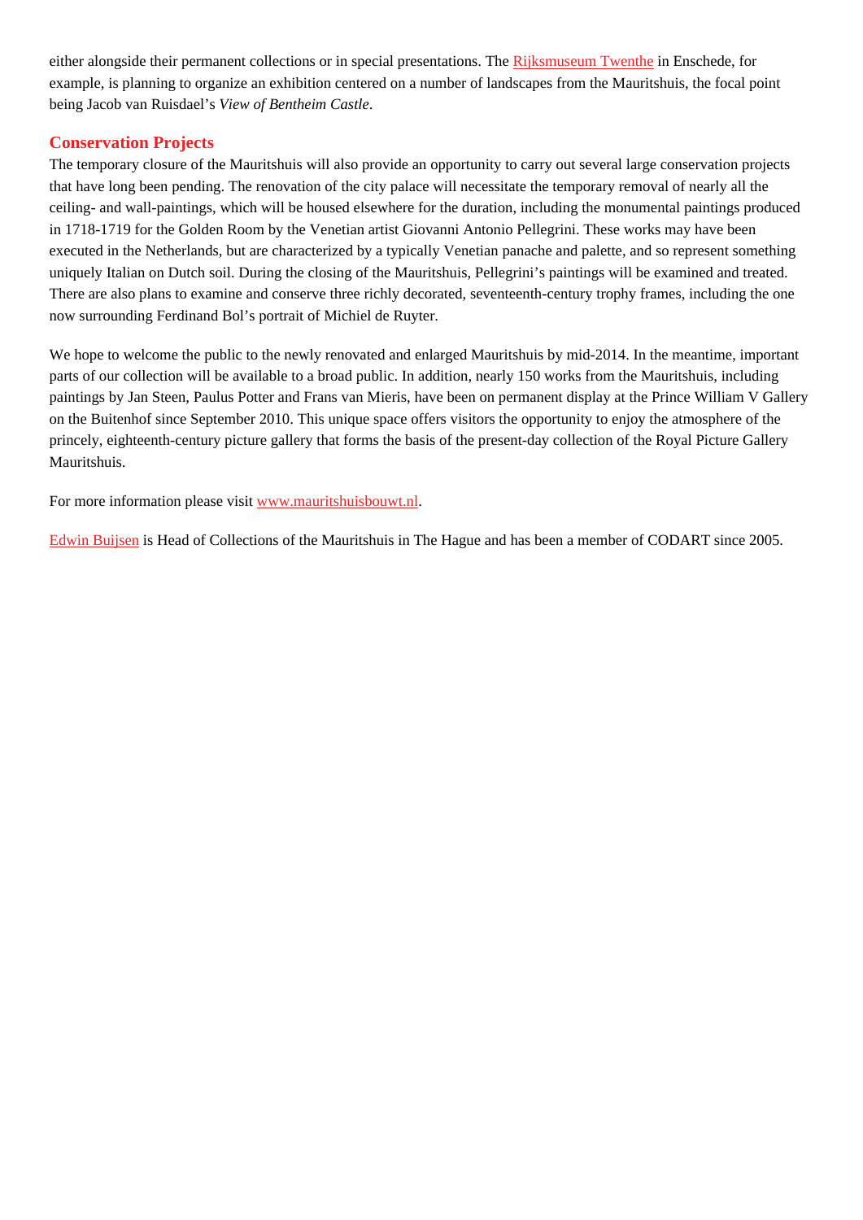either alongside their permanent collections or in special presentations. The Rijksmuseum Twenthe in Enschede, for example, is planning to organize an exhibition centered on a number of landscapes from the Mauritshuis, the focal point being Jacob van Ruisdael's *View of Bentheim Castle*.

## Conservation Projects

The temporary closure of the Mauritshuis will also provide an opportunity to carry out several large conservation projects that have long been pending. The renovation of the city palace will necessitate the temporary removal of nearly all the ceiling- and wall-paintings, which will be housed elsewhere for the duration, including the monumental paintings produced in 1718-1719 for the Golden Room by the Venetian artist Giovanni Antonio Pellegrini. These works may have been executed in the Netherlands, but are characterized by a typically Venetian panache and palette, and so represent something uniquely Italian on Dutch soil. During the closing of the Mauritshuis, Pellegrini's paintings will be examined and treated. There are also plans to examine and conserve three richly decorated, seventeenth-century trophy frames, including the one now surrounding Ferdinand Bol's portrait of Michiel de Ruyter.

We hope to welcome the public to the newly renovated and enlarged Mauritshuis by mid-2014. In the meantime, important parts of our collection will be available to a broad public. In addition, nearly 150 works from the Mauritshuis, including paintings by Jan Steen, Paulus Potter and Frans van Mieris, have been on permanent display at the Prince William V Gallery on the Buitenhof since September 2010. This unique space offers visitors the opportunity to enjoy the atmosphere of the princely, eighteenth-century picture gallery that forms the basis of the present-day collection of the Royal Picture Gallery Mauritshuis.

For more information please visit www.mauritshuisbouwt.nl.

Edwin Buijsen is Head of Collections of the Mauritshuis in The Hague and has been a member of CODART since 2005.